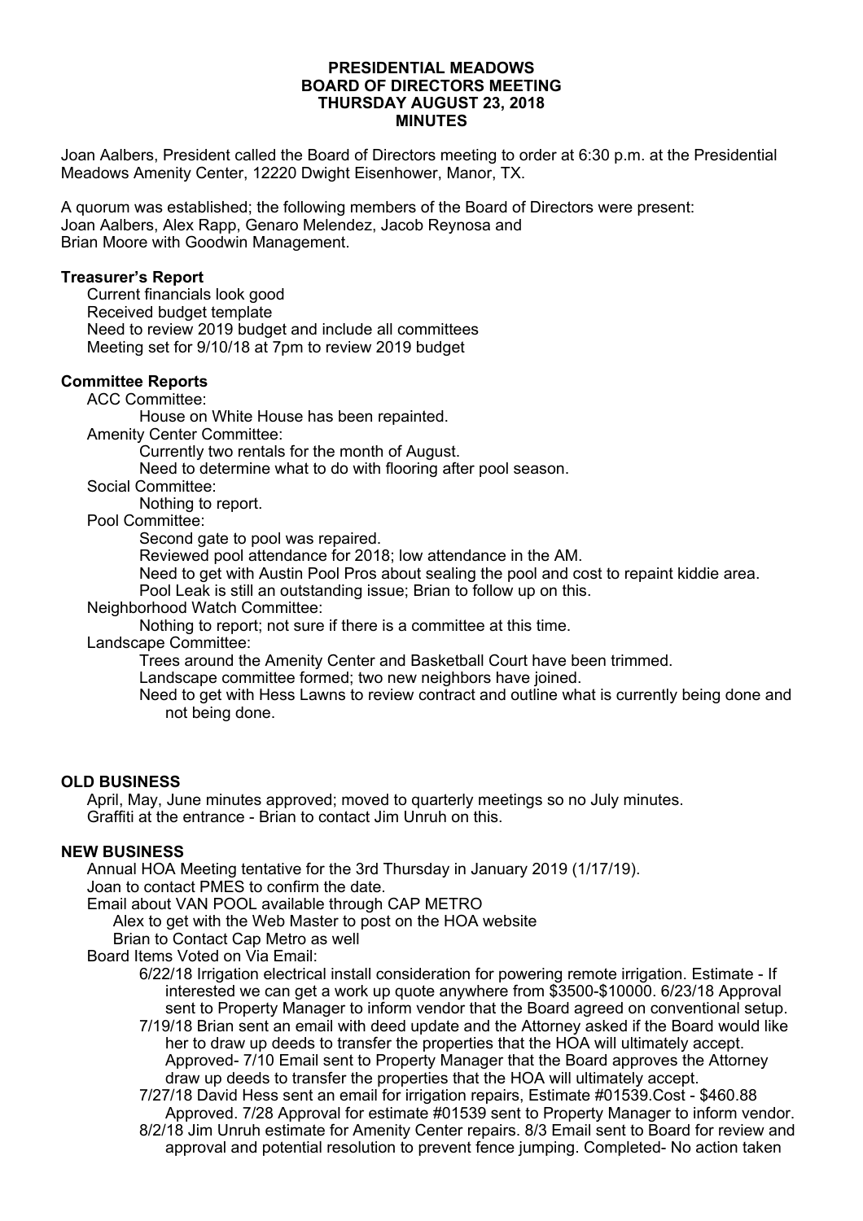# PRESIDENTIAL MEADOWS
## BOARD OF DIRECTORS MEETING
## THURSDAY AUGUST 23, 2018
## MINUTES

Joan Aalbers, President called the Board of Directors meeting to order at 6:30 p.m. at the Presidential Meadows Amenity Center, 12220 Dwight Eisenhower, Manor, TX.

A quorum was established; the following members of the Board of Directors were present: Joan Aalbers, Alex Rapp, Genaro Melendez, Jacob Reynosa and Brian Moore with Goodwin Management.

### Treasurer's Report

- Current financials look good
- Received budget template
- Need to review 2019 budget and include all committees
- Meeting set for 9/10/18 at 7pm to review 2019 budget

### Committee Reports

- ACC Committee:
  - House on White House has been repainted.
- Amenity Center Committee:
  - Currently two rentals for the month of August.
  - Need to determine what to do with flooring after pool season.
- Social Committee:
  - Nothing to report.
- Pool Committee:
  - Second gate to pool was repaired.
  - Reviewed pool attendance for 2018; low attendance in the AM.
  - Need to get with Austin Pool Pros about sealing the pool and cost to repaint kiddie area.
  - Pool Leak is still an outstanding issue; Brian to follow up on this.
- Neighborhood Watch Committee:
  - Nothing to report; not sure if there is a committee at this time.
- Landscape Committee:
  - Trees around the Amenity Center and Basketball Court have been trimmed.
  - Landscape committee formed; two new neighbors have joined.
  - Need to get with Hess Lawns to review contract and outline what is currently being done and not being done.

### OLD BUSINESS

- April, May, June minutes approved; moved to quarterly meetings so no July minutes.
- Graffiti at the entrance - Brian to contact Jim Unruh on this.

### NEW BUSINESS

- Annual HOA Meeting tentative for the 3rd Thursday in January 2019 (1/17/19).
- Joan to contact PMES to confirm the date.
- Email about VAN POOL available through CAP METRO
  - Alex to get with the Web Master to post on the HOA website
  - Brian to Contact Cap Metro as well
- Board Items Voted on Via Email:
  - 6/22/18 Irrigation electrical install consideration for powering remote irrigation. Estimate - If interested we can get a work up quote anywhere from $3500-$10000. 6/23/18 Approval sent to Property Manager to inform vendor that the Board agreed on conventional setup.
  - 7/19/18 Brian sent an email with deed update and the Attorney asked if the Board would like her to draw up deeds to transfer the properties that the HOA will ultimately accept. Approved- 7/10 Email sent to Property Manager that the Board approves the Attorney draw up deeds to transfer the properties that the HOA will ultimately accept.
  - 7/27/18 David Hess sent an email for irrigation repairs, Estimate #01539.Cost - $460.88 Approved. 7/28 Approval for estimate #01539 sent to Property Manager to inform vendor.
  - 8/2/18 Jim Unruh estimate for Amenity Center repairs. 8/3 Email sent to Board for review and approval and potential resolution to prevent fence jumping. Completed- No action taken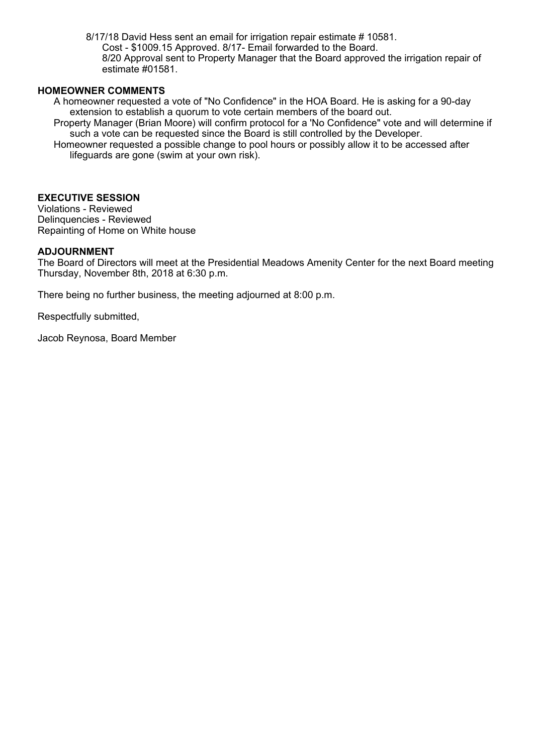8/17/18 David Hess sent an email for irrigation repair estimate # 10581.
Cost - $1009.15 Approved. 8/17- Email forwarded to the Board.
8/20 Approval sent to Property Manager that the Board approved the irrigation repair of estimate #01581.

**HOMEOWNER COMMENTS**

A homeowner requested a vote of "No Confidence" in the HOA Board. He is asking for a 90-day extension to establish a quorum to vote certain members of the board out.

Property Manager (Brian Moore) will confirm protocol for a 'No Confidence" vote and will determine if such a vote can be requested since the Board is still controlled by the Developer.

Homeowner requested a possible change to pool hours or possibly allow it to be accessed after lifeguards are gone (swim at your own risk).

**EXECUTIVE SESSION**

Violations - Reviewed
Delinquencies - Reviewed
Repainting of Home on White house

**ADJOURNMENT**

The Board of Directors will meet at the Presidential Meadows Amenity Center for the next Board meeting Thursday, November 8th, 2018 at 6:30 p.m.

There being no further business, the meeting adjourned at 8:00 p.m.

Respectfully submitted,

Jacob Reynosa, Board Member